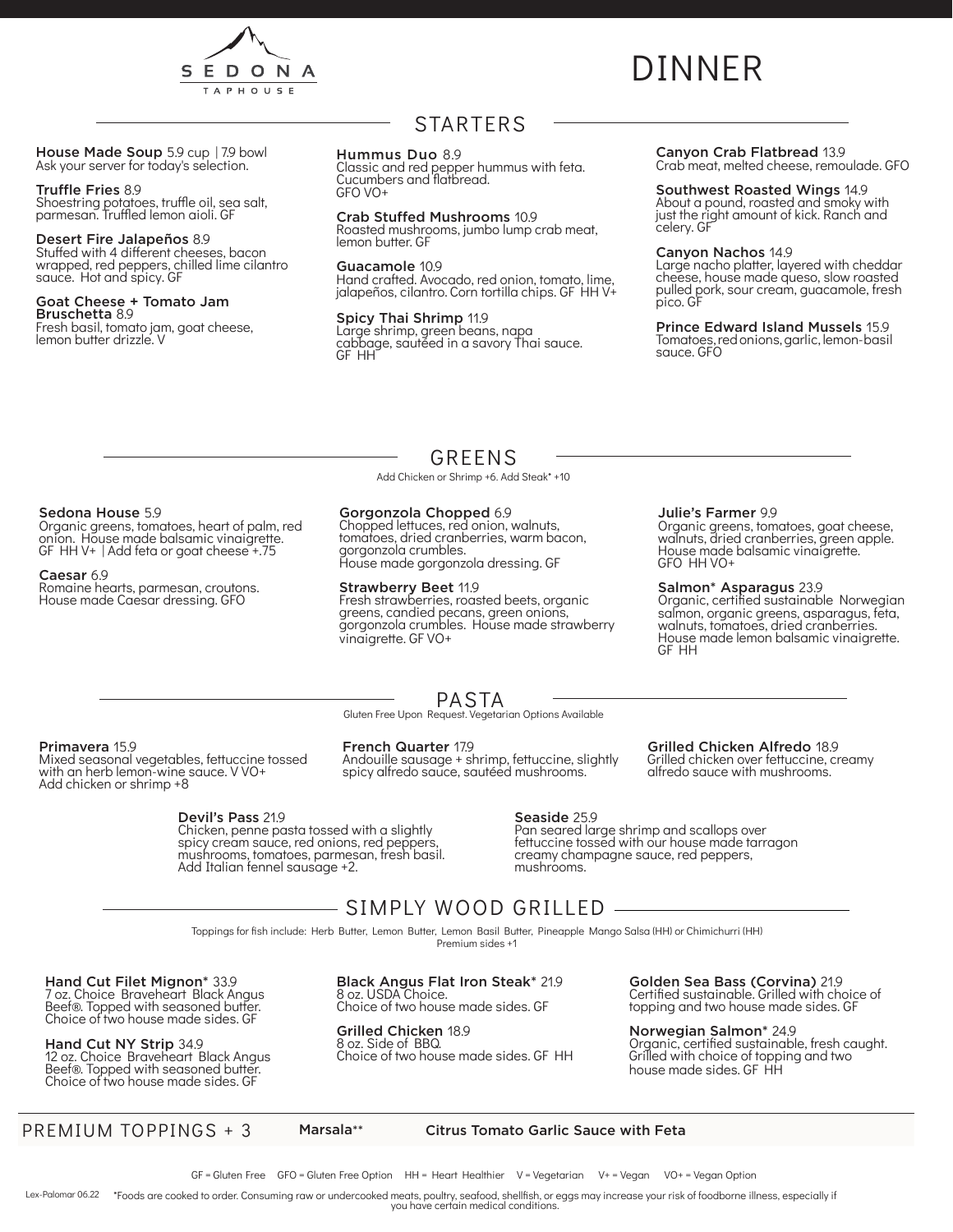# SEDONA TAPHOUSE

# DINNER

## STARTERS

**House Made Soup** 5.9 cup | 7.9 bowl
Ask your server for today's selection.

**Truffle Fries** 8.9
Shoestring potatoes, truffle oil, sea salt, parmesan. Truffled lemon aioli. GF

**Desert Fire Jalapeños** 8.9
Stuffed with 4 different cheeses, bacon wrapped, red peppers, chilled lime cilantro sauce. Hot and spicy. GF

**Goat Cheese + Tomato Jam Bruschetta** 8.9
Fresh basil, tomato jam, goat cheese, lemon butter drizzle. V

**Hummus Duo** 8.9
Classic and red pepper hummus with feta. Cucumbers and flatbread.
GFO VO+

**Crab Stuffed Mushrooms** 10.9
Roasted mushrooms, jumbo lump crab meat, lemon butter. GF

**Guacamole** 10.9
Hand crafted. Avocado, red onion, tomato, lime, jalapeños, cilantro. Corn tortilla chips. GF HH V+

**Spicy Thai Shrimp** 11.9
Large shrimp, green beans, napa cabbage, sautéed in a savory Thai sauce.
GF HH

**Canyon Crab Flatbread** 13.9
Crab meat, melted cheese, remoulade. GFO

**Southwest Roasted Wings** 14.9
About a pound, roasted and smoky with just the right amount of kick. Ranch and celery. GF

**Canyon Nachos** 14.9
Large nacho platter, layered with cheddar cheese, house made queso, slow roasted pulled pork, sour cream, guacamole, fresh pico. GF

**Prince Edward Island Mussels** 15.9
Tomatoes, red onions, garlic, lemon-basil sauce. GFO

## GREENS

Add Chicken or Shrimp +6. Add Steak* +10

**Sedona House** 5.9
Organic greens, tomatoes, heart of palm, red onion. House made balsamic vinaigrette.
GF HH V+ | Add feta or goat cheese +.75

**Caesar** 6.9
Romaine hearts, parmesan, croutons.
House made Caesar dressing. GFO

**Gorgonzola Chopped** 6.9
Chopped lettuces, red onion, walnuts, tomatoes, dried cranberries, warm bacon, gorgonzola crumbles.
House made gorgonzola dressing. GF

**Strawberry Beet** 11.9
Fresh strawberries, roasted beets, organic greens, candied pecans, green onions, gorgonzola crumbles. House made strawberry vinaigrette. GF VO+

**Julie's Farmer** 9.9
Organic greens, tomatoes, goat cheese, walnuts, dried cranberries, green apple. House made balsamic vinaigrette.
GFO HH VO+

**Salmon* Asparagus** 23.9
Organic, certified sustainable Norwegian salmon, organic greens, asparagus, feta, walnuts, tomatoes, dried cranberries. House made lemon balsamic vinaigrette.
GF HH

## PASTA

Gluten Free Upon Request. Vegetarian Options Available

**Primavera** 15.9
Mixed seasonal vegetables, fettuccine tossed with an herb lemon-wine sauce. V VO+
Add chicken or shrimp +8

**French Quarter** 17.9
Andouille sausage + shrimp, fettuccine, slightly spicy alfredo sauce, sautéed mushrooms.

**Grilled Chicken Alfredo** 18.9
Grilled chicken over fettuccine, creamy alfredo sauce with mushrooms.

**Devil's Pass** 21.9
Chicken, penne pasta tossed with a slightly spicy cream sauce, red onions, red peppers, mushrooms, tomatoes, parmesan, fresh basil.
Add Italian fennel sausage +2.

**Seaside** 25.9
Pan seared large shrimp and scallops over fettuccine tossed with our house made tarragon creamy champagne sauce, red peppers, mushrooms.

## SIMPLY WOOD GRILLED

Toppings for fish include: Herb Butter, Lemon Butter, Lemon Basil Butter, Pineapple Mango Salsa (HH) or Chimichurri (HH)
Premium sides +1

**Hand Cut Filet Mignon*** 33.9
7 oz. Choice Braveheart Black Angus Beef®. Topped with seasoned butter. Choice of two house made sides. GF

**Hand Cut NY Strip** 34.9
12 oz. Choice Braveheart Black Angus Beef®. Topped with seasoned butter. Choice of two house made sides. GF

**Black Angus Flat Iron Steak*** 21.9
8 oz. USDA Choice.
Choice of two house made sides. GF

**Grilled Chicken** 18.9
8 oz. Side of BBQ.
Choice of two house made sides. GF HH

**Golden Sea Bass (Corvina)** 21.9
Certified sustainable. Grilled with choice of topping and two house made sides. GF

**Norwegian Salmon*** 24.9
Organic, certified sustainable, fresh caught. Grilled with choice of topping and two house made sides. GF HH

## PREMIUM TOPPINGS + 3

**Marsala****

**Citrus Tomato Garlic Sauce with Feta**

GF = Gluten Free GFO = Gluten Free Option HH = Heart Healthier V = Vegetarian V+ = Vegan VO+ = Vegan Option

Lex-Palomar 06.22 *Foods are cooked to order. Consuming raw or undercooked meats, poultry, seafood, shellfish, or eggs may increase your risk of foodborne illness, especially if you have certain medical conditions.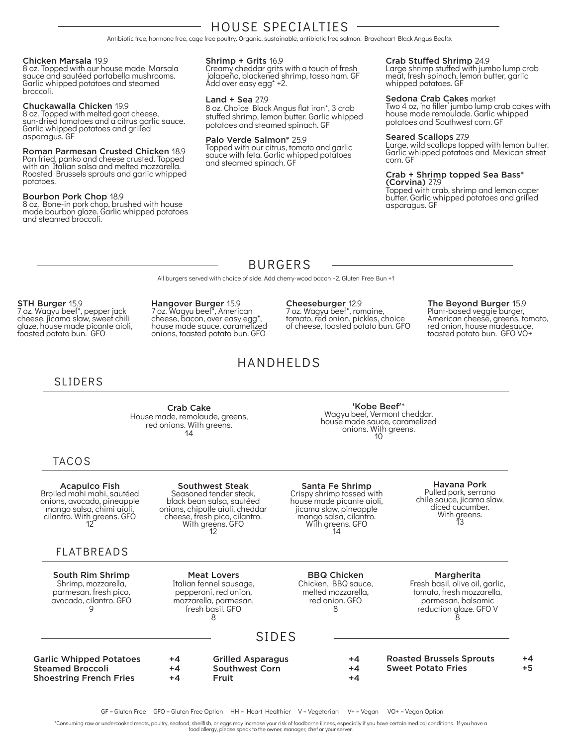## HOUSE SPECIALTIES

Antibiotic free, hormone free, cage free poultry. Organic, sustainable, antibiotic free salmon. Braveheart Black Angus Beef®.

**Chicken Marsala** 19.9
8 oz. Topped with our house made Marsala sauce and sautéed portabella mushrooms. Garlic whipped potatoes and steamed broccoli.

**Chuckawalla Chicken** 19.9
8 oz. Topped with melted goat cheese, sun-dried tomatoes and a citrus garlic sauce. Garlic whipped potatoes and grilled asparagus. GF

**Roman Parmesan Crusted Chicken** 18.9
Pan fried, panko and cheese crusted. Topped with an Italian salsa and melted mozzarella. Roasted Brussels sprouts and garlic whipped potatoes.

**Bourbon Pork Chop** 18.9
8 oz. Bone-in pork chop, brushed with house made bourbon glaze. Garlic whipped potatoes and steamed broccoli.

**Shrimp + Grits** 16.9
Creamy cheddar grits with a touch of fresh jalapeño, blackened shrimp, tasso ham. GF Add over easy egg* +2.

**Land + Sea** 27.9
8 oz. Choice Black Angus flat iron*, 3 crab stuffed shrimp, lemon butter. Garlic whipped potatoes and steamed spinach. GF

**Palo Verde Salmon*** 25.9
Topped with our citrus, tomato and garlic sauce with feta. Garlic whipped potatoes and steamed spinach. GF

**Crab Stuffed Shrimp** 24.9
Large shrimp stuffed with jumbo lump crab meat, fresh spinach, lemon butter, garlic whipped potatoes. GF

**Sedona Crab Cakes** market
Two 4 oz, 'no filler' jumbo lump crab cakes with house made remoulade. Garlic whipped potatoes and Southwest corn. GF

**Seared Scallops** 27.9
Large, wild scallops topped with lemon butter. Garlic whipped potatoes and Mexican street corn. GF

**Crab + Shrimp topped Sea Bass* (Corvina)** 27.9
Topped with crab, shrimp and lemon caper butter. Garlic whipped potatoes and grilled asparagus. GF

## BURGERS

All burgers served with choice of side. Add cherry-wood bacon +2. Gluten Free Bun +1

**STH Burger** 15.9
7 oz. Wagyu beef*, pepper jack cheese, jicama slaw, sweet chili glaze, house made picante aioli, toasted potato bun. GFO

**Hangover Burger** 15.9
7 oz. Wagyu beef*, American cheese, bacon, over easy egg*, house made sauce, caramelized onions, toasted potato bun. GFO

**Cheeseburger** 12.9
7 oz. Wagyu beef*, romaine, tomato, red onion, pickles, choice of cheese, toasted potato bun. GFO

**The Beyond Burger** 15.9
Plant-based veggie burger, American cheese, greens, tomato, red onion, house madesauce, toasted potato bun. GFO VO+

## HANDHELDS

### SLIDERS

**Crab Cake**
House made, remolaude, greens, red onions. With greens.
14

**'Kobe Beef'***
Wagyu beef, Vermont cheddar, house made sauce, caramelized onions. With greens.
10

### TACOS

**Acapulco Fish**
Broiled mahi mahi, sautéed onions, avocado, pineapple mango salsa, chimi aioli, cilantro. With greens. GFO
12

**Southwest Steak**
Seasoned tender steak, black bean salsa, sautéed onions, chipotle aioli, cheddar cheese, fresh pico, cilantro. With greens. GFO
12

**Santa Fe Shrimp**
Crispy shrimp tossed with house made picante aioli, jicama slaw, pineapple mango salsa, cilantro. With greens. GFO
14

**Havana Pork**
Pulled pork, serrano chile sauce, jicama slaw, diced cucumber. With greens.
13

### FLATBREADS

**South Rim Shrimp**
Shrimp, mozzarella, parmesan. fresh pico, avocado, cilantro. GFO
9

**Meat Lovers**
Italian fennel sausage, pepperoni, red onion, mozzarella, parmesan, fresh basil. GFO
8

**BBQ Chicken**
Chicken, BBQ sauce, melted mozzarella, red onion. GFO
8

**Margherita**
Fresh basil, olive oil, garlic, tomato, fresh mozzarella, parmesan, balsamic reduction glaze. GFO V
8

## SIDES

| | | | | | |
|---|---|---|---|---|---|
| **Garlic Whipped Potatoes** | +4 | **Grilled Asparagus** | +4 | **Roasted Brussels Sprouts** | +4 |
| **Steamed Broccoli** | +4 | **Southwest Corn** | +4 | **Sweet Potato Fries** | +5 |
| **Shoestring French Fries** | +4 | **Fruit** | +4 | | |

GF = Gluten Free GFO = Gluten Free Option HH = Heart Healthier V = Vegetarian V+ = Vegan VO+ = Vegan Option

*Consuming raw or undercooked meats, poultry, seafood, shellfish, or eggs may increase your risk of foodborne illness, especially if you have certain medical conditions. If you have a food allergy, please speak to the owner, manager, chef or your server.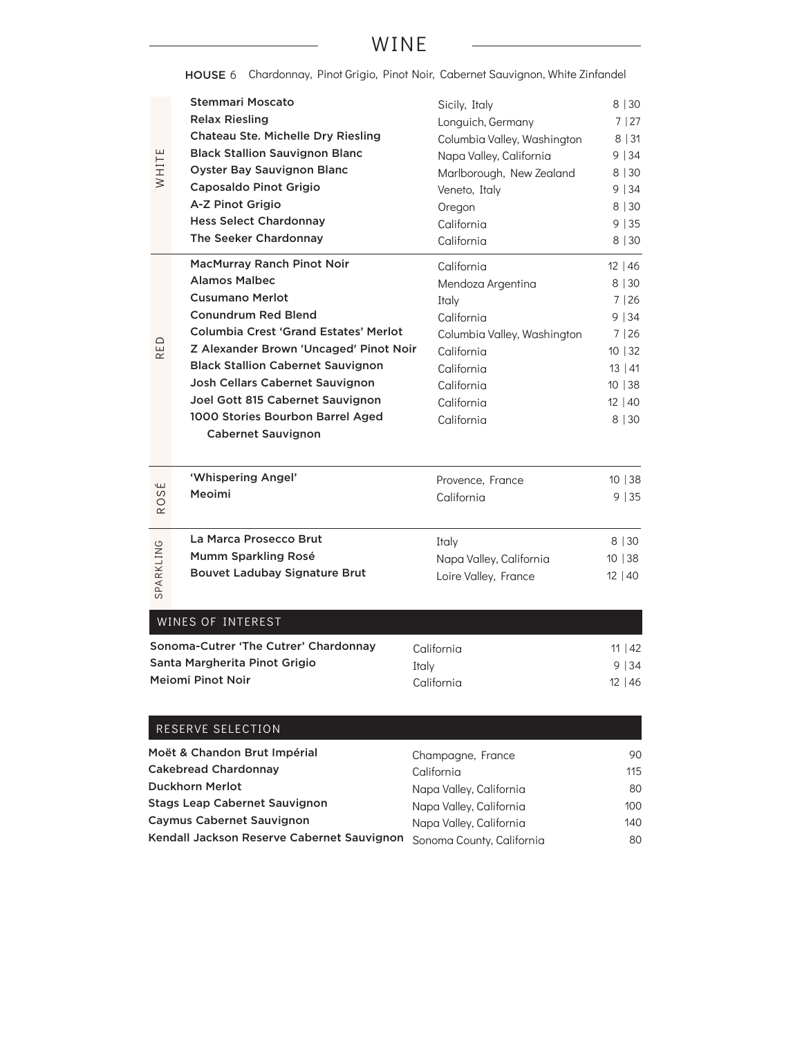# WINE

**HOUSE** 6 Chardonnay, Pinot Grigio, Pinot Noir, Cabernet Sauvignon, White Zinfandel

## WHITE

| Wine | Region | Price |
| --- | --- | --- |
| Stemmari Moscato | Sicily, Italy | 8 \| 30 |
| Relax Riesling | Longuich, Germany | 7 \| 27 |
| Chateau Ste. Michelle Dry Riesling | Columbia Valley, Washington | 8 \| 31 |
| Black Stallion Sauvignon Blanc | Napa Valley, California | 9 \| 34 |
| Oyster Bay Sauvignon Blanc | Marlborough, New Zealand | 8 \| 30 |
| Caposaldo Pinot Grigio | Veneto, Italy | 9 \| 34 |
| A-Z Pinot Grigio | Oregon | 8 \| 30 |
| Hess Select Chardonnay | California | 9 \| 35 |
| The Seeker Chardonnay | California | 8 \| 30 |

## RED

| Wine | Region | Price |
| --- | --- | --- |
| MacMurray Ranch Pinot Noir | California | 12 \| 46 |
| Alamos Malbec | Mendoza Argentina | 8 \| 30 |
| Cusumano Merlot | Italy | 7 \| 26 |
| Conundrum Red Blend | California | 9 \| 34 |
| Columbia Crest 'Grand Estates' Merlot | Columbia Valley, Washington | 7 \| 26 |
| Z Alexander Brown 'Uncaged' Pinot Noir | California | 10 \| 32 |
| Black Stallion Cabernet Sauvignon | California | 13 \| 41 |
| Josh Cellars Cabernet Sauvignon | California | 10 \| 38 |
| Joel Gott 815 Cabernet Sauvignon | California | 12 \| 40 |
| 1000 Stories Bourbon Barrel Aged Cabernet Sauvignon | California | 8 \| 30 |

## ROSÉ

| Wine | Region | Price |
| --- | --- | --- |
| 'Whispering Angel' | Provence, France | 10 \| 38 |
| Meoimi | California | 9 \| 35 |

## SPARKLING

| Wine | Region | Price |
| --- | --- | --- |
| La Marca Prosecco Brut | Italy | 8 \| 30 |
| Mumm Sparkling Rosé | Napa Valley, California | 10 \| 38 |
| Bouvet Ladubay Signature Brut | Loire Valley, France | 12 \| 40 |

## WINES OF INTEREST

| Wine | Region | Price |
| --- | --- | --- |
| Sonoma-Cutrer 'The Cutrer' Chardonnay | California | 11 \| 42 |
| Santa Margherita Pinot Grigio | Italy | 9 \| 34 |
| Meiomi Pinot Noir | California | 12 \| 46 |

## RESERVE SELECTION

| Wine | Region | Price |
| --- | --- | --- |
| Moët & Chandon Brut Impérial | Champagne, France | 90 |
| Cakebread Chardonnay | California | 115 |
| Duckhorn Merlot | Napa Valley, California | 80 |
| Stags Leap Cabernet Sauvignon | Napa Valley, California | 100 |
| Caymus Cabernet Sauvignon | Napa Valley, California | 140 |
| Kendall Jackson Reserve Cabernet Sauvignon | Sonoma County, California | 80 |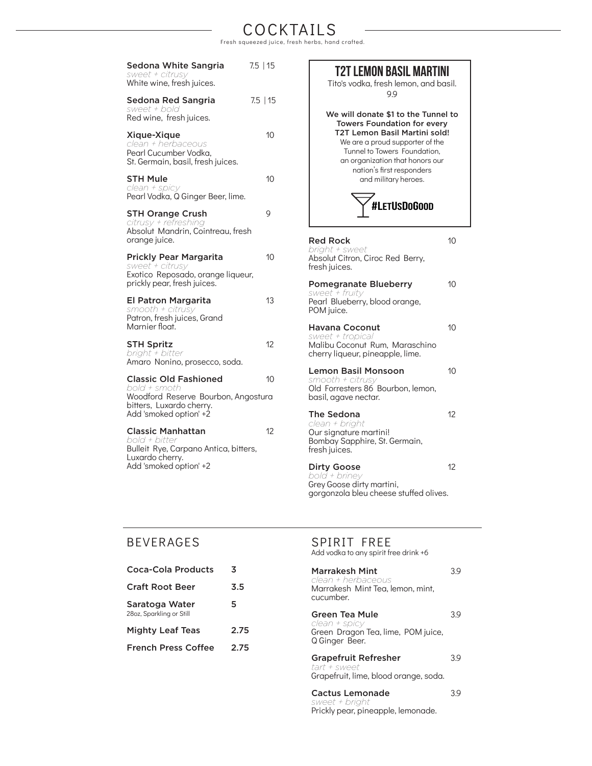# COCKTAILS

Fresh squeezed juice, fresh herbs, hand crafted.

**Sedona White Sangria** 7.5 | 15
*sweet + citrusy*
White wine, fresh juices.

**Sedona Red Sangria** 7.5 | 15
*sweet + bold*
Red wine, fresh juices.

**Xique-Xique** 10
*clean + herbaceous*
Pearl Cucumber Vodka, St. Germain, basil, fresh juices.

**STH Mule** 10
*clean + spicy*
Pearl Vodka, Q Ginger Beer, lime.

**STH Orange Crush** 9
*citrusy + refreshing*
Absolut Mandrin, Cointreau, fresh orange juice.

**Prickly Pear Margarita** 10
*sweet + citrusy*
Exotico Reposado, orange liqueur, prickly pear, fresh juices.

**El Patron Margarita** 13
*smooth + citrusy*
Patron, fresh juices, Grand Marnier float.

**STH Spritz** 12
*bright + bitter*
Amaro Nonino, prosecco, soda.

**Classic Old Fashioned** 10
*bold + smoth*
Woodford Reserve Bourbon, Angostura bitters, Luxardo cherry.
Add 'smoked option' +2

**Classic Manhattan** 12
*bold + bitter*
Bulleit Rye, Carpano Antica, bitters, Luxardo cherry.
Add 'smoked option' +2

## T2T LEMON BASIL MARTINI

Tito's vodka, fresh lemon, and basil.
9.9

**We will donate $1 to the Tunnel to Towers Foundation for every T2T Lemon Basil Martini sold!**
We are a proud supporter of the Tunnel to Towers Foundation, an organization that honors our nation's first responders and military heroes.

**#LetUsDoGood**

**Red Rock** 10
*bright + sweet*
Absolut Citron, Ciroc Red Berry, fresh juices.

**Pomegranate Blueberry** 10
*sweet + fruity*
Pearl Blueberry, blood orange, POM juice.

**Havana Coconut** 10
*sweet + tropical*
Malibu Coconut Rum, Maraschino cherry liqueur, pineapple, lime.

**Lemon Basil Monsoon** 10
*smooth + citrusy*
Old Forresters 86 Bourbon, lemon, basil, agave nectar.

**The Sedona** 12
*clean + bright*
Our signature martini!
Bombay Sapphire, St. Germain, fresh juices.

**Dirty Goose** 12
*bold + briney*
Grey Goose dirty martini, gorgonzola bleu cheese stuffed olives.

# BEVERAGES

**Coca-Cola Products** 3

**Craft Root Beer** 3.5

**Saratoga Water** 5
28oz, Sparkling or Still

**Mighty Leaf Teas** 2.75

**French Press Coffee** 2.75

# SPIRIT FREE

Add vodka to any spirit free drink +6

**Marrakesh Mint** 3.9
*clean + herbaceous*
Marrakesh Mint Tea, lemon, mint, cucumber.

**Green Tea Mule** 3.9
*clean + spicy*
Green Dragon Tea, lime, POM juice, Q Ginger Beer.

**Grapefruit Refresher** 3.9
*tart + sweet*
Grapefruit, lime, blood orange, soda.

**Cactus Lemonade** 3.9
*sweet + bright*
Prickly pear, pineapple, lemonade.